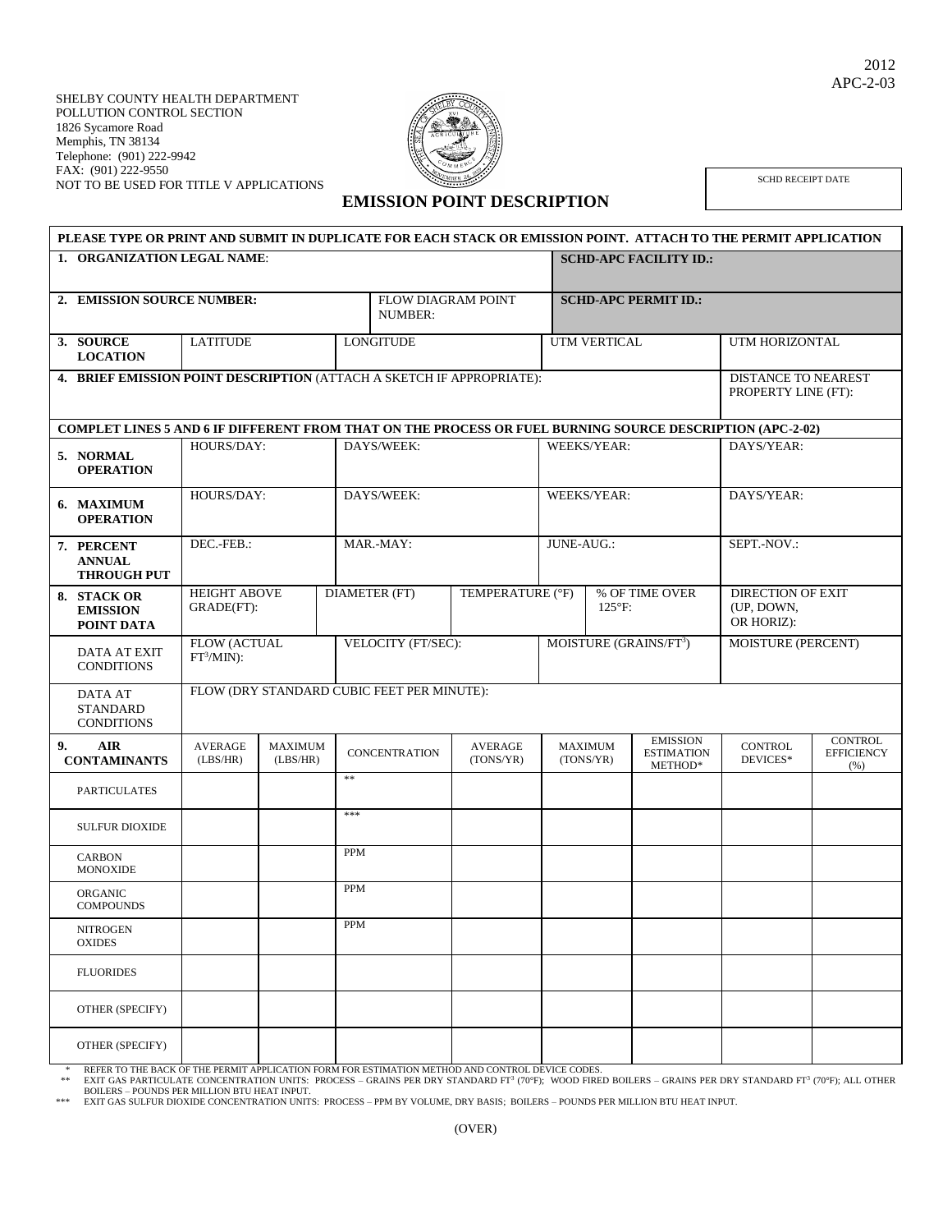2012
APC-2-03

SHELBY COUNTY HEALTH DEPARTMENT
POLLUTION CONTROL SECTION
1826 Sycamore Road
Memphis, TN 38134
Telephone: (901) 222-9942
FAX: (901) 222-9550
NOT TO BE USED FOR TITLE V APPLICATIONS

| SCHD RECEIPT DATE |
|---|
| |

# EMISSION POINT DESCRIPTION

**PLEASE TYPE OR PRINT AND SUBMIT IN DUPLICATE FOR EACH STACK OR EMISSION POINT. ATTACH TO THE PERMIT APPLICATION**

| | | | | |
|---|---|---|---|---|
| **1. ORGANIZATION LEGAL NAME**: | | | **SCHD-APC FACILITY ID.:** | |
| **2. EMISSION SOURCE NUMBER:** | | FLOW DIAGRAM POINT NUMBER: | **SCHD-APC PERMIT ID.:** | |
| **3. SOURCE LOCATION** | LATITUDE | LONGITUDE | UTM VERTICAL | UTM HORIZONTAL |
| **4. BRIEF EMISSION POINT DESCRIPTION** (ATTACH A SKETCH IF APPROPRIATE): | | | | DISTANCE TO NEAREST PROPERTY LINE (FT): |

**COMPLET LINES 5 AND 6 IF DIFFERENT FROM THAT ON THE PROCESS OR FUEL BURNING SOURCE DESCRIPTION (APC-2-02)**

| | | | | |
|---|---|---|---|---|
| **5. NORMAL OPERATION** | HOURS/DAY: | DAYS/WEEK: | WEEKS/YEAR: | DAYS/YEAR: |
| **6. MAXIMUM OPERATION** | HOURS/DAY: | DAYS/WEEK: | WEEKS/YEAR: | DAYS/YEAR: |
| **7. PERCENT ANNUAL THROUGH PUT** | DEC.-FEB.: | MAR.-MAY: | JUNE-AUG.: | SEPT.-NOV.: |

| | | | | | |
|---|---|---|---|---|---|
| **8. STACK OR EMISSION POINT DATA** | HEIGHT ABOVE GRADE(FT): | DIAMETER (FT) | TEMPERATURE (°F) | % OF TIME OVER 125°F: | DIRECTION OF EXIT (UP, DOWN, OR HORIZ): |
| DATA AT EXIT CONDITIONS | FLOW (ACTUAL $FT^3$/MIN): | VELOCITY (FT/SEC): | MOISTURE (GRAINS/$FT^3$) | | MOISTURE (PERCENT) |
| DATA AT STANDARD CONDITIONS | FLOW (DRY STANDARD CUBIC FEET PER MINUTE): | | | | |

| **9. AIR CONTAMINANTS** | AVERAGE (LBS/HR) | MAXIMUM (LBS/HR) | CONCENTRATION | AVERAGE (TONS/YR) | MAXIMUM (TONS/YR) | EMISSION ESTIMATION METHOD* | CONTROL DEVICES* | CONTROL EFFICIENCY (%) |
|---|---|---|---|---|---|---|---|---|
| PARTICULATES | | | ** | | | | | |
| SULFUR DIOXIDE | | | *** | | | | | |
| CARBON MONOXIDE | | | PPM | | | | | |
| ORGANIC COMPOUNDS | | | PPM | | | | | |
| NITROGEN OXIDES | | | PPM | | | | | |
| FLUORIDES | | | | | | | | |
| OTHER (SPECIFY) | | | | | | | | |
| OTHER (SPECIFY) | | | | | | | | |

\* REFER TO THE BACK OF THE PERMIT APPLICATION FORM FOR ESTIMATION METHOD AND CONTROL DEVICE CODES.

\*\* EXIT GAS PARTICULATE CONCENTRATION UNITS: PROCESS – GRAINS PER DRY STANDARD $FT^3$ (70°F); WOOD FIRED BOILERS – GRAINS PER DRY STANDARD $FT^3$ (70°F); ALL OTHER BOILERS – POUNDS PER MILLION BTU HEAT INPUT.

\*\*\* EXIT GAS SULFUR DIOXIDE CONCENTRATION UNITS: PROCESS – PPM BY VOLUME, DRY BASIS; BOILERS – POUNDS PER MILLION BTU HEAT INPUT.

(OVER)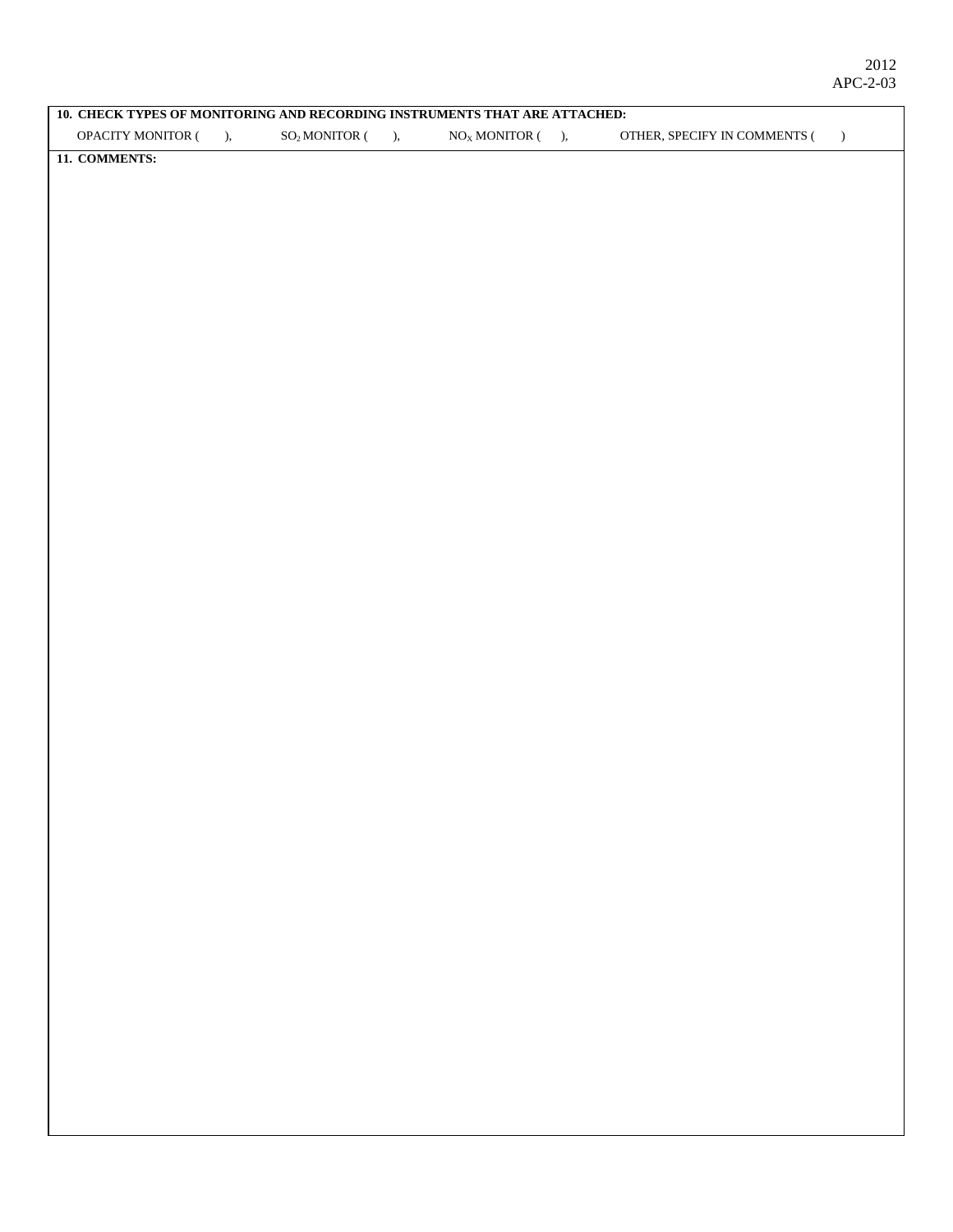2012
APC-2-03

**10. CHECK TYPES OF MONITORING AND RECORDING INSTRUMENTS THAT ARE ATTACHED:**

OPACITY MONITOR ( ), $SO_2$ MONITOR ( ), $NO_X$ MONITOR ( ), OTHER, SPECIFY IN COMMENTS ( )

**11. COMMENTS:**